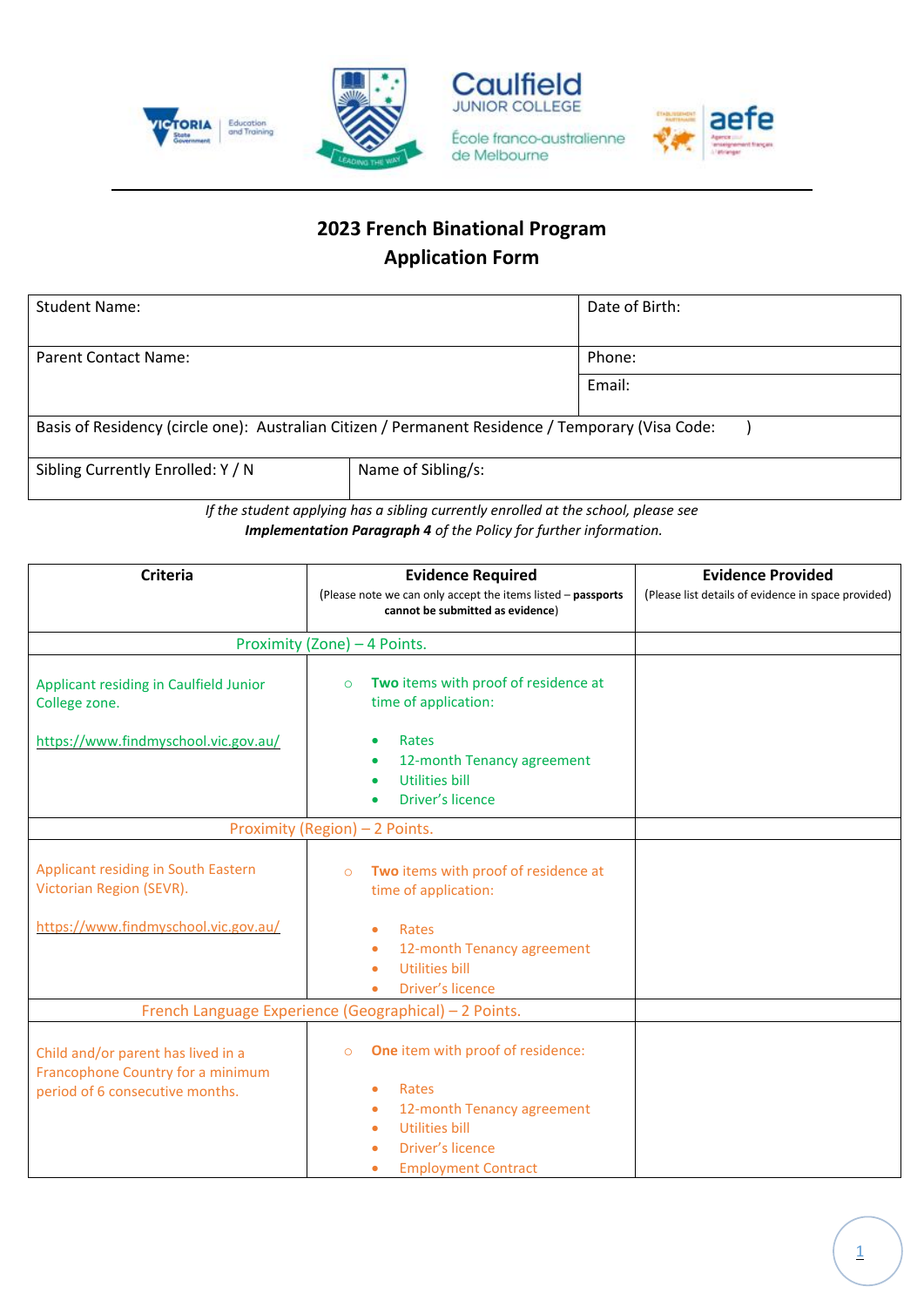# 2023 French Binational Program
## Application Form

| Student Name: | | Date of Birth: |
|---|---|---|
| Parent Contact Name: | | Phone: |
| | | Email: |
| Basis of Residency (circle one): Australian Citizen / Permanent Residence / Temporary (Visa Code: ) | | |
| Sibling Currently Enrolled: Y / N | Name of Sibling/s: | |

*If the student applying has a sibling currently enrolled at the school, please see* ***Implementation Paragraph 4*** *of the Policy for further information.*

| Criteria | Evidence Required (Please note we can only accept the items listed – **passports cannot be submitted as evidence**) | Evidence Provided (Please list details of evidence in space provided) |
|---|---|---|
| Proximity (Zone) – 4 Points. | | |
| Applicant residing in Caulfield Junior College zone.<br><br>https://www.findmyschool.vic.gov.au/ | ○ **Two** items with proof of residence at time of application:<br>• Rates<br>• 12-month Tenancy agreement<br>• Utilities bill<br>• Driver's licence | |
| Proximity (Region) – 2 Points. | | |
| Applicant residing in South Eastern Victorian Region (SEVR).<br><br>https://www.findmyschool.vic.gov.au/ | ○ **Two** items with proof of residence at time of application:<br>• Rates<br>• 12-month Tenancy agreement<br>• Utilities bill<br>• Driver's licence | |
| French Language Experience (Geographical) – 2 Points. | | |
| Child and/or parent has lived in a Francophone Country for a minimum period of 6 consecutive months. | ○ **One** item with proof of residence:<br>• Rates<br>• 12-month Tenancy agreement<br>• Utilities bill<br>• Driver's licence<br>• Employment Contract | |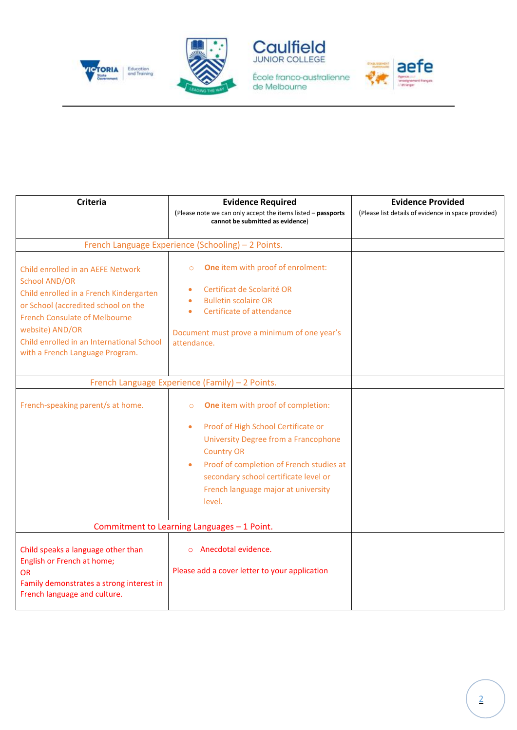| Criteria | Evidence Required<br>(Please note we can only accept the items listed – **passports cannot be submitted as evidence**) | Evidence Provided<br>(Please list details of evidence in space provided) |
|---|---|---|
| French Language Experience (Schooling) – 2 Points. | | |
| Child enrolled in an AEFE Network School AND/OR<br>Child enrolled in a French Kindergarten or School (accredited school on the French Consulate of Melbourne website) AND/OR<br>Child enrolled in an International School with a French Language Program. | ○ **One** item with proof of enrolment:<br>• Certificat de Scolarité OR<br>• Bulletin scolaire OR<br>• Certificate of attendance<br>Document must prove a minimum of one year's attendance. | |
| French Language Experience (Family) – 2 Points. | | |
| French-speaking parent/s at home. | ○ **One** item with proof of completion:<br>• Proof of High School Certificate or University Degree from a Francophone Country OR<br>• Proof of completion of French studies at secondary school certificate level or French language major at university level. | |
| Commitment to Learning Languages – 1 Point. | | |
| Child speaks a language other than English or French at home;<br>OR<br>Family demonstrates a strong interest in French language and culture. | ○ Anecdotal evidence.<br>Please add a cover letter to your application | |